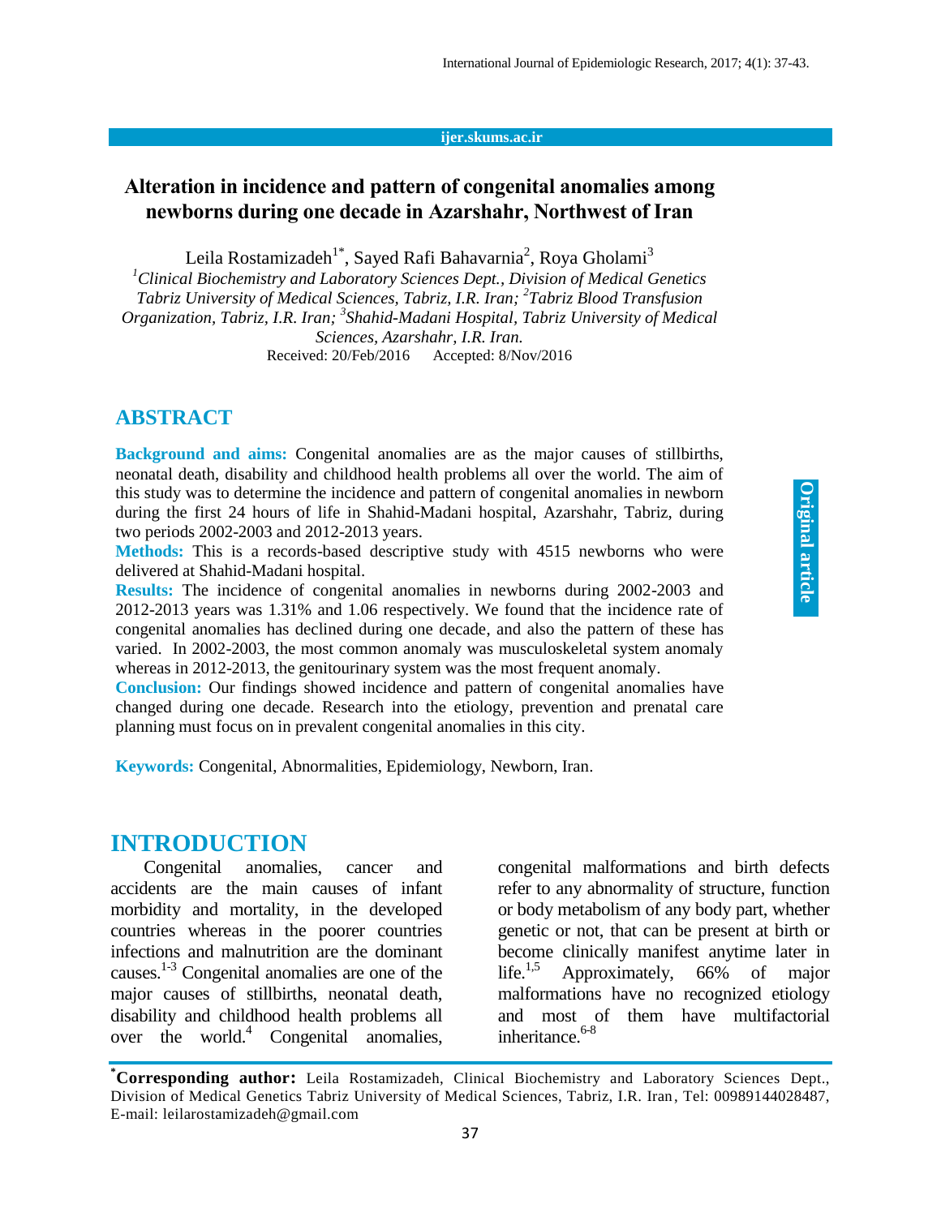# Alteration in incidence and pattern of congenital anomalies among newborns during one decade in Azarshahr, Northwest of Iran

Leila Rostamizadeh[1*], Sayed Rafi Bahavarnia[2], Roya Gholami[3]

[1]*Clinical Biochemistry and Laboratory Sciences Dept., Division of Medical Genetics Tabriz University of Medical Sciences, Tabriz, I.R. Iran;* [2]*Tabriz Blood Transfusion Organization, Tabriz, I.R. Iran;* [3]*Shahid-Madani Hospital, Tabriz University of Medical Sciences, Azarshahr, I.R. Iran.*

Received: 20/Feb/2016 Accepted: 8/Nov/2016

Original article

## ABSTRACT

**Background and aims:** Congenital anomalies are as the major causes of stillbirths, neonatal death, disability and childhood health problems all over the world. The aim of this study was to determine the incidence and pattern of congenital anomalies in newborn during the first 24 hours of life in Shahid-Madani hospital, Azarshahr, Tabriz, during two periods 2002-2003 and 2012-2013 years.

**Methods:** This is a records-based descriptive study with 4515 newborns who were delivered at Shahid-Madani hospital.

**Results:** The incidence of congenital anomalies in newborns during 2002-2003 and 2012-2013 years was 1.31% and 1.06 respectively. We found that the incidence rate of congenital anomalies has declined during one decade, and also the pattern of these has varied. In 2002-2003, the most common anomaly was musculoskeletal system anomaly whereas in 2012-2013, the genitourinary system was the most frequent anomaly.

**Conclusion:** Our findings showed incidence and pattern of congenital anomalies have changed during one decade. Research into the etiology, prevention and prenatal care planning must focus on in prevalent congenital anomalies in this city.

**Keywords:** Congenital, Abnormalities, Epidemiology, Newborn, Iran.

## INTRODUCTION

Congenital anomalies, cancer and accidents are the main causes of infant morbidity and mortality, in the developed countries whereas in the poorer countries infections and malnutrition are the dominant causes.[1-3] Congenital anomalies are one of the major causes of stillbirths, neonatal death, disability and childhood health problems all over the world.[4] Congenital anomalies, congenital malformations and birth defects refer to any abnormality of structure, function or body metabolism of any body part, whether genetic or not, that can be present at birth or become clinically manifest anytime later in life.[1,5] Approximately, 66% of major malformations have no recognized etiology and most of them have multifactorial inheritance.[6-8]

---

[*]**Corresponding author:** Leila Rostamizadeh, Clinical Biochemistry and Laboratory Sciences Dept., Division of Medical Genetics Tabriz University of Medical Sciences, Tabriz, I.R. Iran, Tel: 00989144028487, E-mail: leilarostamizadeh@gmail.com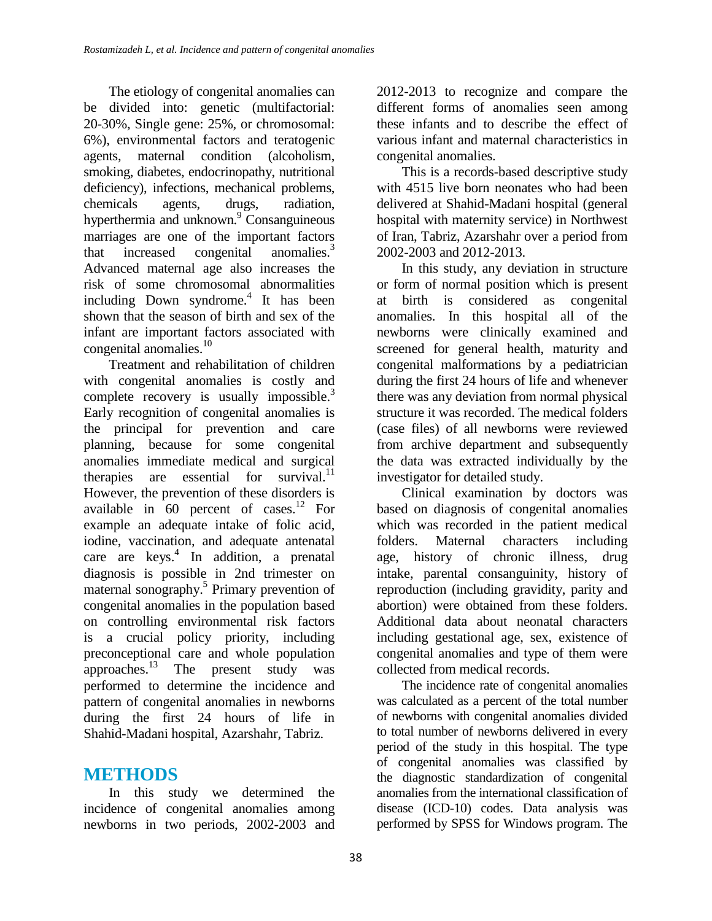The etiology of congenital anomalies can be divided into: genetic (multifactorial: 20-30%, Single gene: 25%, or chromosomal: 6%), environmental factors and teratogenic agents, maternal condition (alcoholism, smoking, diabetes, endocrinopathy, nutritional deficiency), infections, mechanical problems, chemicals agents, drugs, radiation, hyperthermia and unknown.[9] Consanguineous marriages are one of the important factors that increased congenital anomalies.[3] Advanced maternal age also increases the risk of some chromosomal abnormalities including Down syndrome.[4] It has been shown that the season of birth and sex of the infant are important factors associated with congenital anomalies.[10]

Treatment and rehabilitation of children with congenital anomalies is costly and complete recovery is usually impossible.[3] Early recognition of congenital anomalies is the principal for prevention and care planning, because for some congenital anomalies immediate medical and surgical therapies are essential for survival.[11] However, the prevention of these disorders is available in 60 percent of cases.[12] For example an adequate intake of folic acid, iodine, vaccination, and adequate antenatal care are keys.[4] In addition, a prenatal diagnosis is possible in 2nd trimester on maternal sonography.[5] Primary prevention of congenital anomalies in the population based on controlling environmental risk factors is a crucial policy priority, including preconceptional care and whole population approaches.[13] The present study was performed to determine the incidence and pattern of congenital anomalies in newborns during the first 24 hours of life in Shahid-Madani hospital, Azarshahr, Tabriz.

# METHODS

In this study we determined the incidence of congenital anomalies among newborns in two periods, 2002-2003 and 2012-2013 to recognize and compare the different forms of anomalies seen among these infants and to describe the effect of various infant and maternal characteristics in congenital anomalies.

This is a records-based descriptive study with 4515 live born neonates who had been delivered at Shahid-Madani hospital (general hospital with maternity service) in Northwest of Iran, Tabriz, Azarshahr over a period from 2002-2003 and 2012-2013.

In this study, any deviation in structure or form of normal position which is present at birth is considered as congenital anomalies. In this hospital all of the newborns were clinically examined and screened for general health, maturity and congenital malformations by a pediatrician during the first 24 hours of life and whenever there was any deviation from normal physical structure it was recorded. The medical folders (case files) of all newborns were reviewed from archive department and subsequently the data was extracted individually by the investigator for detailed study.

Clinical examination by doctors was based on diagnosis of congenital anomalies which was recorded in the patient medical folders. Maternal characters including age, history of chronic illness, drug intake, parental consanguinity, history of reproduction (including gravidity, parity and abortion) were obtained from these folders. Additional data about neonatal characters including gestational age, sex, existence of congenital anomalies and type of them were collected from medical records.

The incidence rate of congenital anomalies was calculated as a percent of the total number of newborns with congenital anomalies divided to total number of newborns delivered in every period of the study in this hospital. The type of congenital anomalies was classified by the diagnostic standardization of congenital anomalies from the international classification of disease (ICD-10) codes. Data analysis was performed by SPSS for Windows program. The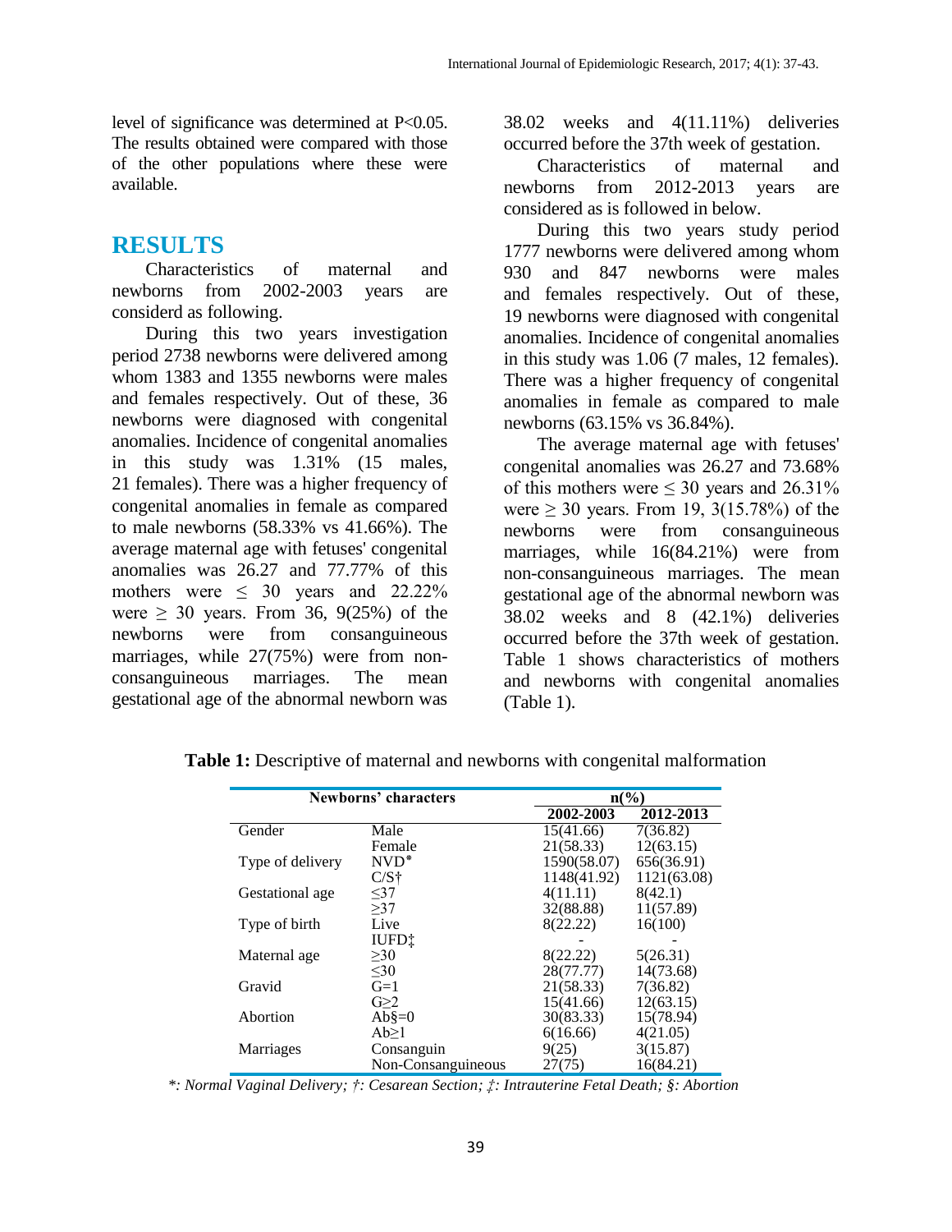level of significance was determined at P<0.05. The results obtained were compared with those of the other populations where these were available.

# RESULTS

Characteristics of maternal and newborns from 2002-2003 years are considerd as following.

During this two years investigation period 2738 newborns were delivered among whom 1383 and 1355 newborns were males and females respectively. Out of these, 36 newborns were diagnosed with congenital anomalies. Incidence of congenital anomalies in this study was 1.31% (15 males, 21 females). There was a higher frequency of congenital anomalies in female as compared to male newborns (58.33% vs 41.66%). The average maternal age with fetuses' congenital anomalies was 26.27 and 77.77% of this mothers were ≤ 30 years and 22.22% were ≥ 30 years. From 36, 9(25%) of the newborns were from consanguineous marriages, while 27(75%) were from non-consanguineous marriages. The mean gestational age of the abnormal newborn was 38.02 weeks and 4(11.11%) deliveries occurred before the 37th week of gestation.

Characteristics of maternal and newborns from 2012-2013 years are considered as is followed in below.

During this two years study period 1777 newborns were delivered among whom 930 and 847 newborns were males and females respectively. Out of these, 19 newborns were diagnosed with congenital anomalies. Incidence of congenital anomalies in this study was 1.06 (7 males, 12 females). There was a higher frequency of congenital anomalies in female as compared to male newborns (63.15% vs 36.84%).

The average maternal age with fetuses' congenital anomalies was 26.27 and 73.68% of this mothers were ≤ 30 years and 26.31% were ≥ 30 years. From 19, 3(15.78%) of the newborns were from consanguineous marriages, while 16(84.21%) were from non-consanguineous marriages. The mean gestational age of the abnormal newborn was 38.02 weeks and 8 (42.1%) deliveries occurred before the 37th week of gestation. Table 1 shows characteristics of mothers and newborns with congenital anomalies (Table 1).

**Table 1:** Descriptive of maternal and newborns with congenital malformation

| Newborns' characters | | n(%) | |
|---|---|---|---|
| | | 2002-2003 | 2012-2013 |
| Gender | Male | 15(41.66) | 7(36.82) |
| | Female | 21(58.33) | 12(63.15) |
| Type of delivery | NVD* | 1590(58.07) | 656(36.91) |
| | C/S† | 1148(41.92) | 1121(63.08) |
| Gestational age | ≤37 | 4(11.11) | 8(42.1) |
| | ≥37 | 32(88.88) | 11(57.89) |
| Type of birth | Live | 8(22.22) | 16(100) |
| | IUFD‡ | - | - |
| Maternal age | ≥30 | 8(22.22) | 5(26.31) |
| | ≤30 | 28(77.77) | 14(73.68) |
| Gravid | G=1 | 21(58.33) | 7(36.82) |
| | G≥2 | 15(41.66) | 12(63.15) |
| Abortion | Ab§=0 | 30(83.33) | 15(78.94) |
| | Ab≥1 | 6(16.66) | 4(21.05) |
| Marriages | Consanguin | 9(25) | 3(15.87) |
| | Non-Consanguineous | 27(75) | 16(84.21) |

*\*: Normal Vaginal Delivery; †: Cesarean Section; ‡: Intrauterine Fetal Death; §: Abortion*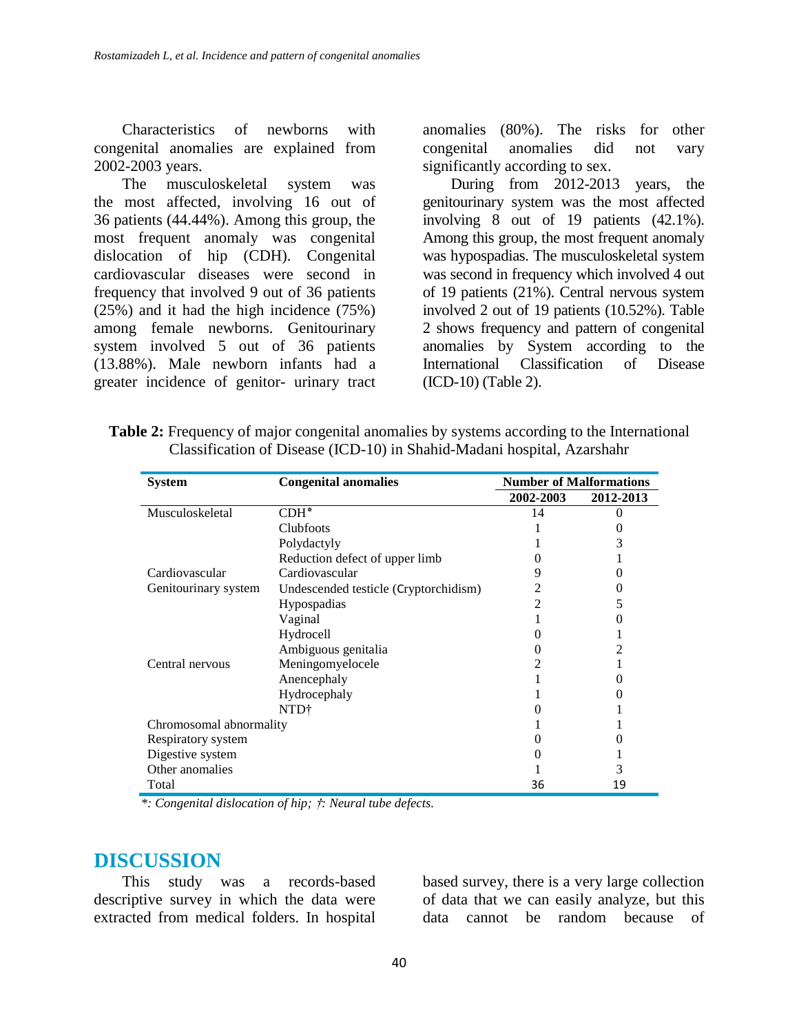Characteristics of newborns with congenital anomalies are explained from 2002-2003 years.

The musculoskeletal system was the most affected, involving 16 out of 36 patients (44.44%). Among this group, the most frequent anomaly was congenital dislocation of hip (CDH). Congenital cardiovascular diseases were second in frequency that involved 9 out of 36 patients (25%) and it had the high incidence (75%) among female newborns. Genitourinary system involved 5 out of 36 patients (13.88%). Male newborn infants had a greater incidence of genitor- urinary tract anomalies (80%). The risks for other congenital anomalies did not vary significantly according to sex.

During from 2012-2013 years, the genitourinary system was the most affected involving 8 out of 19 patients (42.1%). Among this group, the most frequent anomaly was hypospadias. The musculoskeletal system was second in frequency which involved 4 out of 19 patients (21%). Central nervous system involved 2 out of 19 patients (10.52%). Table 2 shows frequency and pattern of congenital anomalies by System according to the International Classification of Disease (ICD-10) (Table 2).

**Table 2:** Frequency of major congenital anomalies by systems according to the International Classification of Disease (ICD-10) in Shahid-Madani hospital, Azarshahr

| System | Congenital anomalies | Number of Malformations | |
|---|---|---|---|
| | | 2002-2003 | 2012-2013 |
| Musculoskeletal | CDH* | 14 | 0 |
| | Clubfoots | 1 | 0 |
| | Polydactyly | 1 | 3 |
| | Reduction defect of upper limb | 0 | 1 |
| Cardiovascular | Cardiovascular | 9 | 0 |
| Genitourinary system | Undescended testicle (Cryptorchidism) | 2 | 0 |
| | Hypospadias | 2 | 5 |
| | Vaginal | 1 | 0 |
| | Hydrocell | 0 | 1 |
| | Ambiguous genitalia | 0 | 2 |
| Central nervous | Meningomyelocele | 2 | 1 |
| | Anencephaly | 1 | 0 |
| | Hydrocephaly | 1 | 0 |
| | NTD† | 0 | 1 |
| Chromosomal abnormality | | 1 | 1 |
| Respiratory system | | 0 | 0 |
| Digestive system | | 0 | 1 |
| Other anomalies | | 1 | 3 |
| Total | | 36 | 19 |

*\*: Congenital dislocation of hip; †: Neural tube defects.*

## DISCUSSION

This study was a records-based descriptive survey in which the data were extracted from medical folders. In hospital based survey, there is a very large collection of data that we can easily analyze, but this data cannot be random because of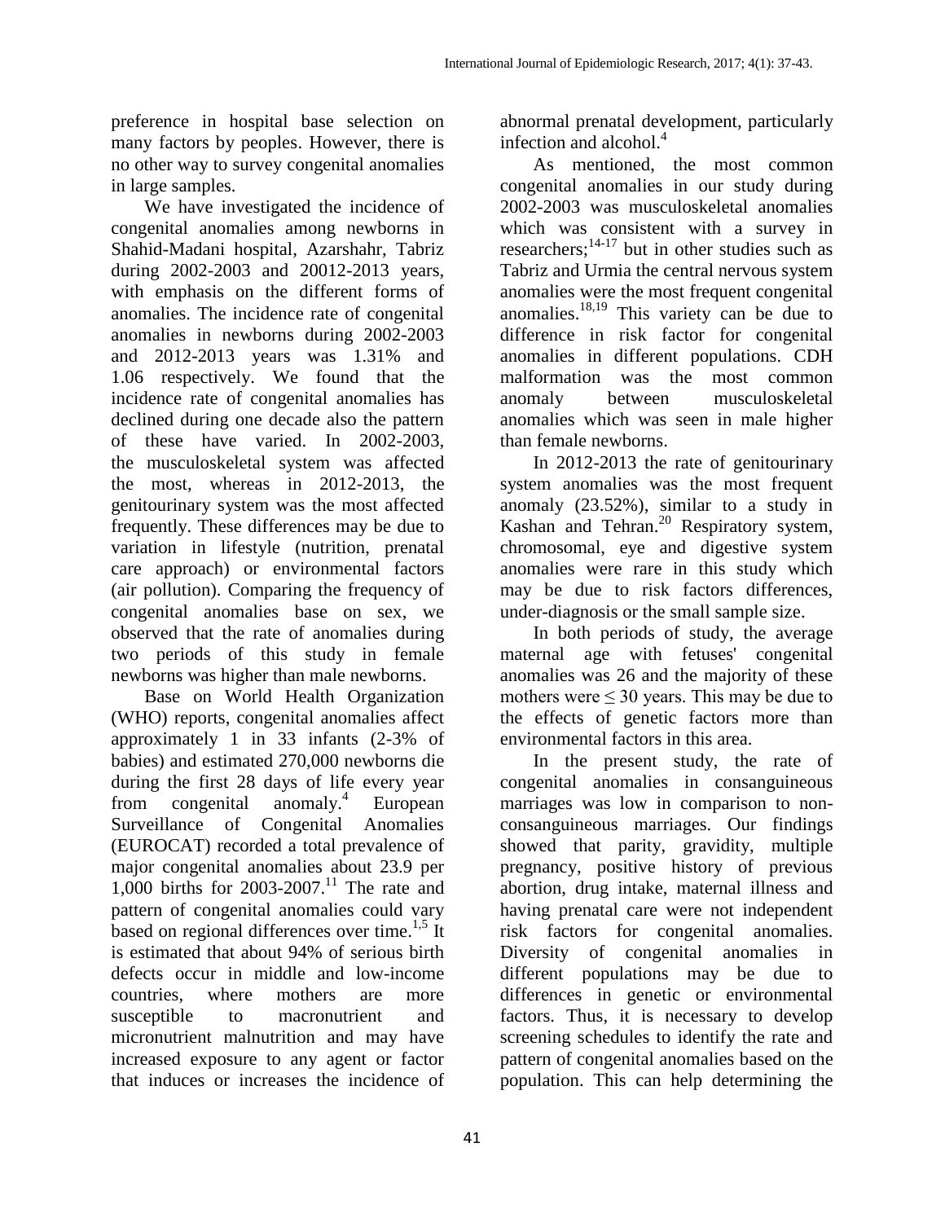preference in hospital base selection on many factors by peoples. However, there is no other way to survey congenital anomalies in large samples.

We have investigated the incidence of congenital anomalies among newborns in Shahid-Madani hospital, Azarshahr, Tabriz during 2002-2003 and 20012-2013 years, with emphasis on the different forms of anomalies. The incidence rate of congenital anomalies in newborns during 2002-2003 and 2012-2013 years was 1.31% and 1.06 respectively. We found that the incidence rate of congenital anomalies has declined during one decade also the pattern of these have varied. In 2002-2003, the musculoskeletal system was affected the most, whereas in 2012-2013, the genitourinary system was the most affected frequently. These differences may be due to variation in lifestyle (nutrition, prenatal care approach) or environmental factors (air pollution). Comparing the frequency of congenital anomalies base on sex, we observed that the rate of anomalies during two periods of this study in female newborns was higher than male newborns.

Base on World Health Organization (WHO) reports, congenital anomalies affect approximately 1 in 33 infants (2-3% of babies) and estimated 270,000 newborns die during the first 28 days of life every year from congenital anomaly.[4] European Surveillance of Congenital Anomalies (EUROCAT) recorded a total prevalence of major congenital anomalies about 23.9 per 1,000 births for 2003-2007.[11] The rate and pattern of congenital anomalies could vary based on regional differences over time.[1,5] It is estimated that about 94% of serious birth defects occur in middle and low-income countries, where mothers are more susceptible to macronutrient and micronutrient malnutrition and may have increased exposure to any agent or factor that induces or increases the incidence of abnormal prenatal development, particularly infection and alcohol.[4]

As mentioned, the most common congenital anomalies in our study during 2002-2003 was musculoskeletal anomalies which was consistent with a survey in researchers;[14-17] but in other studies such as Tabriz and Urmia the central nervous system anomalies were the most frequent congenital anomalies.[18,19] This variety can be due to difference in risk factor for congenital anomalies in different populations. CDH malformation was the most common anomaly between musculoskeletal anomalies which was seen in male higher than female newborns.

In 2012-2013 the rate of genitourinary system anomalies was the most frequent anomaly (23.52%), similar to a study in Kashan and Tehran.[20] Respiratory system, chromosomal, eye and digestive system anomalies were rare in this study which may be due to risk factors differences, under-diagnosis or the small sample size.

In both periods of study, the average maternal age with fetuses' congenital anomalies was 26 and the majority of these mothers were $\leq 30$ years. This may be due to the effects of genetic factors more than environmental factors in this area.

In the present study, the rate of congenital anomalies in consanguineous marriages was low in comparison to non-consanguineous marriages. Our findings showed that parity, gravidity, multiple pregnancy, positive history of previous abortion, drug intake, maternal illness and having prenatal care were not independent risk factors for congenital anomalies. Diversity of congenital anomalies in different populations may be due to differences in genetic or environmental factors. Thus, it is necessary to develop screening schedules to identify the rate and pattern of congenital anomalies based on the population. This can help determining the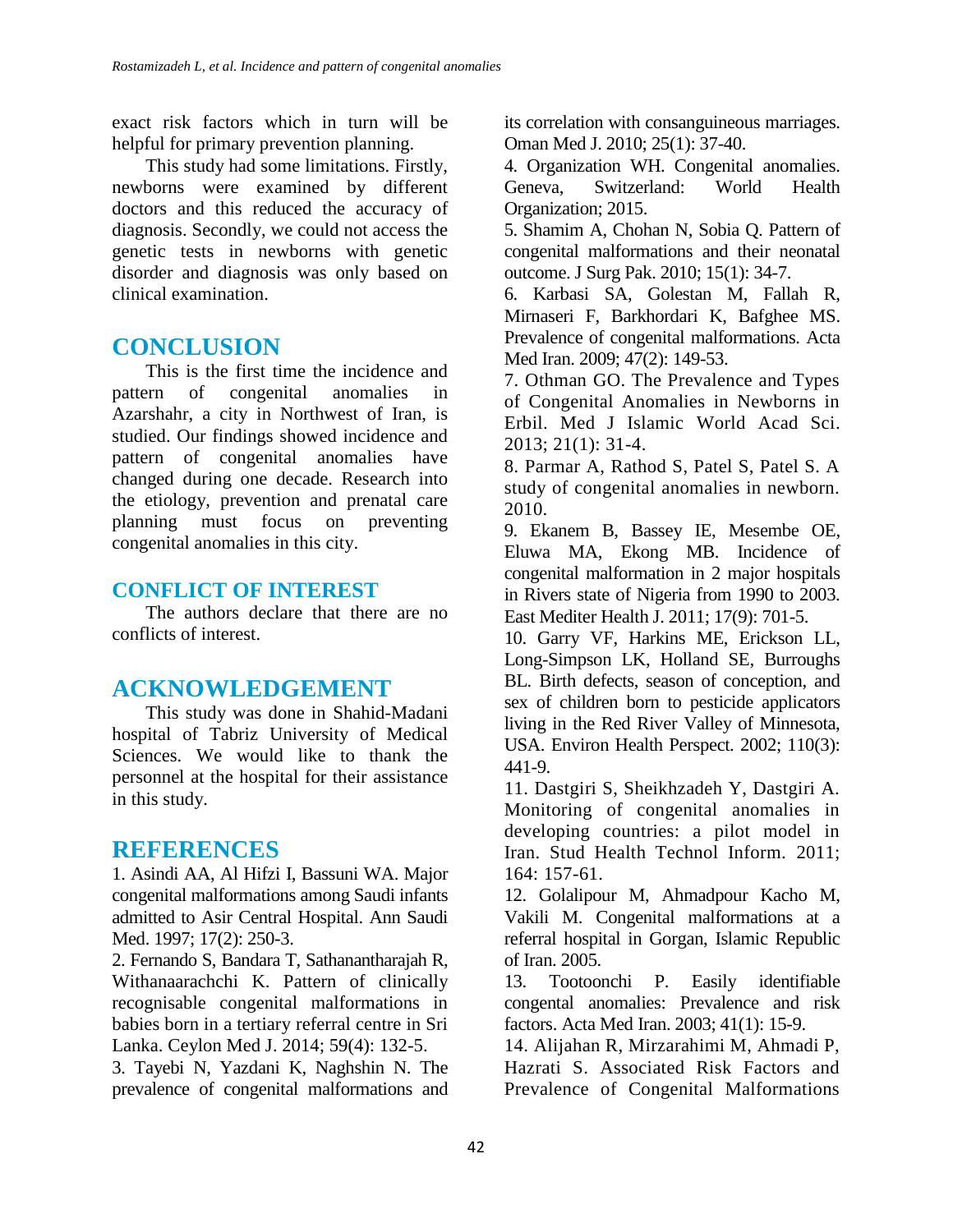exact risk factors which in turn will be helpful for primary prevention planning.

This study had some limitations. Firstly, newborns were examined by different doctors and this reduced the accuracy of diagnosis. Secondly, we could not access the genetic tests in newborns with genetic disorder and diagnosis was only based on clinical examination.

## CONCLUSION

This is the first time the incidence and pattern of congenital anomalies in Azarshahr, a city in Northwest of Iran, is studied. Our findings showed incidence and pattern of congenital anomalies have changed during one decade. Research into the etiology, prevention and prenatal care planning must focus on preventing congenital anomalies in this city.

### CONFLICT OF INTEREST

The authors declare that there are no conflicts of interest.

## ACKNOWLEDGEMENT

This study was done in Shahid-Madani hospital of Tabriz University of Medical Sciences. We would like to thank the personnel at the hospital for their assistance in this study.

## REFERENCES

1. Asindi AA, Al Hifzi I, Bassuni WA. Major congenital malformations among Saudi infants admitted to Asir Central Hospital. Ann Saudi Med. 1997; 17(2): 250-3.
2. Fernando S, Bandara T, Sathanantharajah R, Withanaarachchi K. Pattern of clinically recognisable congenital malformations in babies born in a tertiary referral centre in Sri Lanka. Ceylon Med J. 2014; 59(4): 132-5.
3. Tayebi N, Yazdani K, Naghshin N. The prevalence of congenital malformations and its correlation with consanguineous marriages. Oman Med J. 2010; 25(1): 37-40.
4. Organization WH. Congenital anomalies. Geneva, Switzerland: World Health Organization; 2015.
5. Shamim A, Chohan N, Sobia Q. Pattern of congenital malformations and their neonatal outcome. J Surg Pak. 2010; 15(1): 34-7.
6. Karbasi SA, Golestan M, Fallah R, Mirnaseri F, Barkhordari K, Bafghee MS. Prevalence of congenital malformations. Acta Med Iran. 2009; 47(2): 149-53.
7. Othman GO. The Prevalence and Types of Congenital Anomalies in Newborns in Erbil. Med J Islamic World Acad Sci. 2013; 21(1): 31-4.
8. Parmar A, Rathod S, Patel S, Patel S. A study of congenital anomalies in newborn. 2010.
9. Ekanem B, Bassey IE, Mesembe OE, Eluwa MA, Ekong MB. Incidence of congenital malformation in 2 major hospitals in Rivers state of Nigeria from 1990 to 2003. East Mediter Health J. 2011; 17(9): 701-5.
10. Garry VF, Harkins ME, Erickson LL, Long-Simpson LK, Holland SE, Burroughs BL. Birth defects, season of conception, and sex of children born to pesticide applicators living in the Red River Valley of Minnesota, USA. Environ Health Perspect. 2002; 110(3): 441-9.
11. Dastgiri S, Sheikhzadeh Y, Dastgiri A. Monitoring of congenital anomalies in developing countries: a pilot model in Iran. Stud Health Technol Inform. 2011; 164: 157-61.
12. Golalipour M, Ahmadpour Kacho M, Vakili M. Congenital malformations at a referral hospital in Gorgan, Islamic Republic of Iran. 2005.
13. Tootoonchi P. Easily identifiable congental anomalies: Prevalence and risk factors. Acta Med Iran. 2003; 41(1): 15-9.
14. Alijahan R, Mirzarahimi M, Ahmadi P, Hazrati S. Associated Risk Factors and Prevalence of Congenital Malformations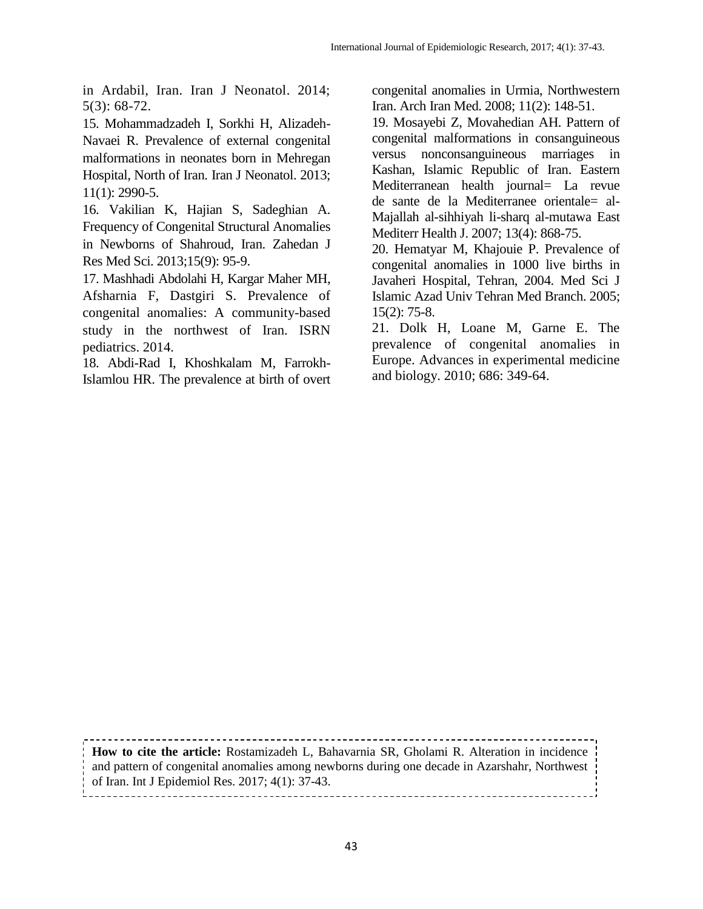in Ardabil, Iran. Iran J Neonatol. 2014; 5(3): 68-72.

15. Mohammadzadeh I, Sorkhi H, Alizadeh-Navaei R. Prevalence of external congenital malformations in neonates born in Mehregan Hospital, North of Iran. Iran J Neonatol. 2013; 11(1): 2990-5.

16. Vakilian K, Hajian S, Sadeghian A. Frequency of Congenital Structural Anomalies in Newborns of Shahroud, Iran. Zahedan J Res Med Sci. 2013;15(9): 95-9.

17. Mashhadi Abdolahi H, Kargar Maher MH, Afsharnia F, Dastgiri S. Prevalence of congenital anomalies: A community-based study in the northwest of Iran. ISRN pediatrics. 2014.

18. Abdi-Rad I, Khoshkalam M, Farrokh-Islamlou HR. The prevalence at birth of overt congenital anomalies in Urmia, Northwestern Iran. Arch Iran Med. 2008; 11(2): 148-51.

19. Mosayebi Z, Movahedian AH. Pattern of congenital malformations in consanguineous versus nonconsanguineous marriages in Kashan, Islamic Republic of Iran. Eastern Mediterranean health journal= La revue de sante de la Mediterranee orientale= al-Majallah al-sihhiyah li-sharq al-mutawa East Mediterr Health J. 2007; 13(4): 868-75.

20. Hematyar M, Khajouie P. Prevalence of congenital anomalies in 1000 live births in Javaheri Hospital, Tehran, 2004. Med Sci J Islamic Azad Univ Tehran Med Branch. 2005; 15(2): 75-8.

21. Dolk H, Loane M, Garne E. The prevalence of congenital anomalies in Europe. Advances in experimental medicine and biology. 2010; 686: 349-64.

**How to cite the article:** Rostamizadeh L, Bahavarnia SR, Gholami R. Alteration in incidence and pattern of congenital anomalies among newborns during one decade in Azarshahr, Northwest of Iran. Int J Epidemiol Res. 2017; 4(1): 37-43.